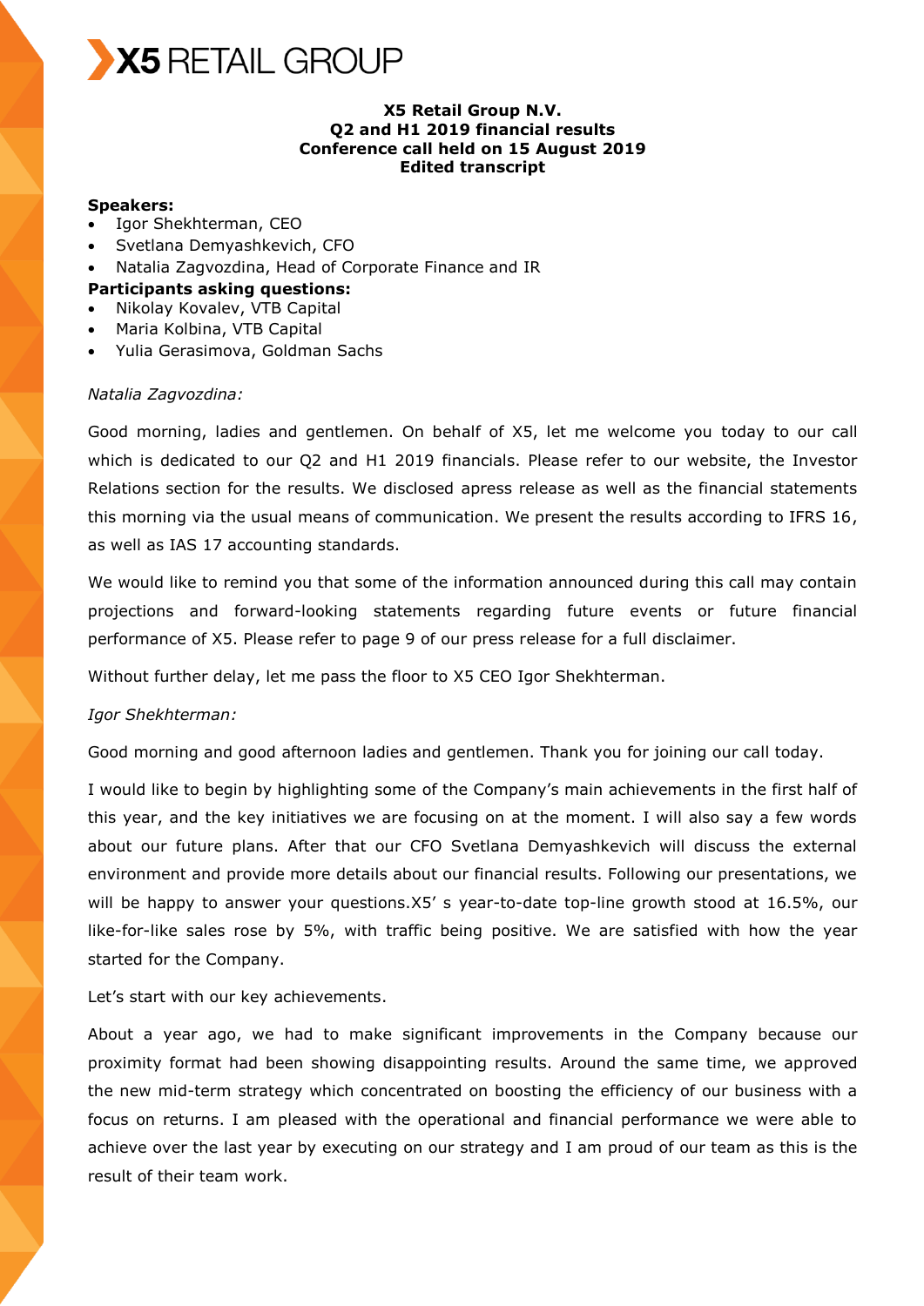# X5 RETAIL GROUP

**X5 Retail Group N.V.**
**Q2 and H1 2019 financial results**
**Conference call held on 15 August 2019**
**Edited transcript**

**Speakers:**

- Igor Shekhterman, CEO
- Svetlana Demyashkevich, CFO
- Natalia Zagvozdina, Head of Corporate Finance and IR

**Participants asking questions:**

- Nikolay Kovalev, VTB Capital
- Maria Kolbina, VTB Capital
- Yulia Gerasimova, Goldman Sachs

*Natalia Zagvozdina:*

Good morning, ladies and gentlemen. On behalf of X5, let me welcome you today to our call which is dedicated to our Q2 and H1 2019 financials. Please refer to our website, the Investor Relations section for the results. We disclosed apress release as well as the financial statements this morning via the usual means of communication. We present the results according to IFRS 16, as well as IAS 17 accounting standards.

We would like to remind you that some of the information announced during this call may contain projections and forward-looking statements regarding future events or future financial performance of X5. Please refer to page 9 of our press release for a full disclaimer.

Without further delay, let me pass the floor to X5 CEO Igor Shekhterman.

*Igor Shekhterman:*

Good morning and good afternoon ladies and gentlemen. Thank you for joining our call today.

I would like to begin by highlighting some of the Company's main achievements in the first half of this year, and the key initiatives we are focusing on at the moment. I will also say a few words about our future plans. After that our CFO Svetlana Demyashkevich will discuss the external environment and provide more details about our financial results. Following our presentations, we will be happy to answer your questions.X5' s year-to-date top-line growth stood at 16.5%, our like-for-like sales rose by 5%, with traffic being positive. We are satisfied with how the year started for the Company.

Let's start with our key achievements.

About a year ago, we had to make significant improvements in the Company because our proximity format had been showing disappointing results. Around the same time, we approved the new mid-term strategy which concentrated on boosting the efficiency of our business with a focus on returns. I am pleased with the operational and financial performance we were able to achieve over the last year by executing on our strategy and I am proud of our team as this is the result of their team work.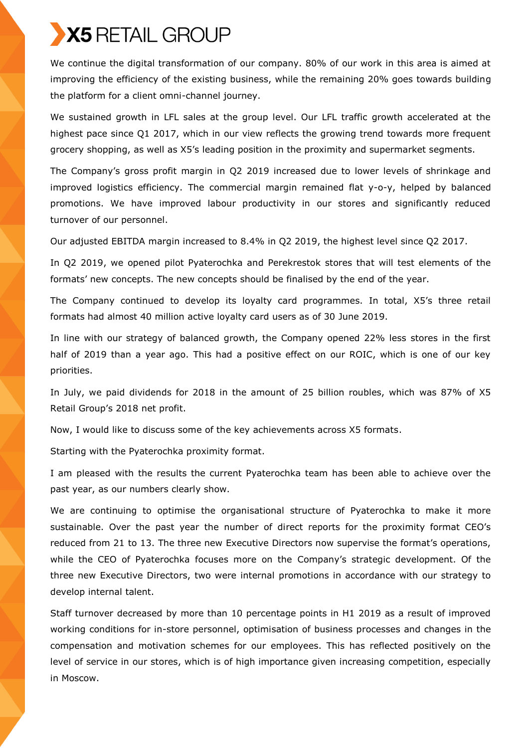We continue the digital transformation of our company. 80% of our work in this area is aimed at improving the efficiency of the existing business, while the remaining 20% goes towards building the platform for a client omni-channel journey.

We sustained growth in LFL sales at the group level. Our LFL traffic growth accelerated at the highest pace since Q1 2017, which in our view reflects the growing trend towards more frequent grocery shopping, as well as X5's leading position in the proximity and supermarket segments.

The Company's gross profit margin in Q2 2019 increased due to lower levels of shrinkage and improved logistics efficiency. The commercial margin remained flat y-o-y, helped by balanced promotions. We have improved labour productivity in our stores and significantly reduced turnover of our personnel.

Our adjusted EBITDA margin increased to 8.4% in Q2 2019, the highest level since Q2 2017.

In Q2 2019, we opened pilot Pyaterochka and Perekrestok stores that will test elements of the formats' new concepts. The new concepts should be finalised by the end of the year.

The Company continued to develop its loyalty card programmes. In total, X5's three retail formats had almost 40 million active loyalty card users as of 30 June 2019.

In line with our strategy of balanced growth, the Company opened 22% less stores in the first half of 2019 than a year ago. This had a positive effect on our ROIC, which is one of our key priorities.

In July, we paid dividends for 2018 in the amount of 25 billion roubles, which was 87% of X5 Retail Group's 2018 net profit.

Now, I would like to discuss some of the key achievements across X5 formats.

Starting with the Pyaterochka proximity format.

I am pleased with the results the current Pyaterochka team has been able to achieve over the past year, as our numbers clearly show.

We are continuing to optimise the organisational structure of Pyaterochka to make it more sustainable. Over the past year the number of direct reports for the proximity format CEO's reduced from 21 to 13. The three new Executive Directors now supervise the format's operations, while the CEO of Pyaterochka focuses more on the Company's strategic development. Of the three new Executive Directors, two were internal promotions in accordance with our strategy to develop internal talent.

Staff turnover decreased by more than 10 percentage points in H1 2019 as a result of improved working conditions for in-store personnel, optimisation of business processes and changes in the compensation and motivation schemes for our employees. This has reflected positively on the level of service in our stores, which is of high importance given increasing competition, especially in Moscow.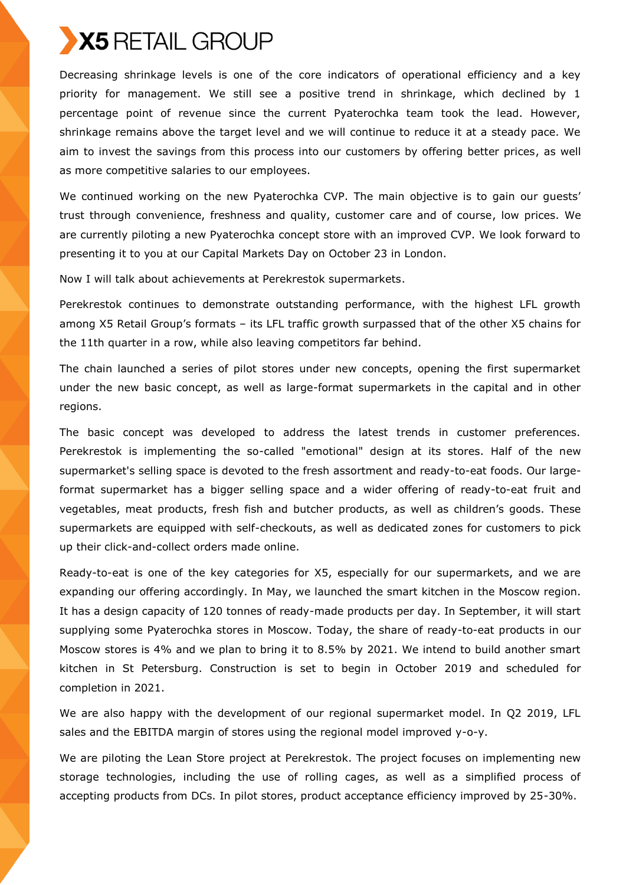Decreasing shrinkage levels is one of the core indicators of operational efficiency and a key priority for management. We still see a positive trend in shrinkage, which declined by 1 percentage point of revenue since the current Pyaterochka team took the lead. However, shrinkage remains above the target level and we will continue to reduce it at a steady pace. We aim to invest the savings from this process into our customers by offering better prices, as well as more competitive salaries to our employees.

We continued working on the new Pyaterochka CVP. The main objective is to gain our guests' trust through convenience, freshness and quality, customer care and of course, low prices. We are currently piloting a new Pyaterochka concept store with an improved CVP. We look forward to presenting it to you at our Capital Markets Day on October 23 in London.

Now I will talk about achievements at Perekrestok supermarkets.

Perekrestok continues to demonstrate outstanding performance, with the highest LFL growth among X5 Retail Group's formats – its LFL traffic growth surpassed that of the other X5 chains for the 11th quarter in a row, while also leaving competitors far behind.

The chain launched a series of pilot stores under new concepts, opening the first supermarket under the new basic concept, as well as large-format supermarkets in the capital and in other regions.

The basic concept was developed to address the latest trends in customer preferences. Perekrestok is implementing the so-called "emotional" design at its stores. Half of the new supermarket's selling space is devoted to the fresh assortment and ready-to-eat foods. Our large-format supermarket has a bigger selling space and a wider offering of ready-to-eat fruit and vegetables, meat products, fresh fish and butcher products, as well as children's goods. These supermarkets are equipped with self-checkouts, as well as dedicated zones for customers to pick up their click-and-collect orders made online.

Ready-to-eat is one of the key categories for X5, especially for our supermarkets, and we are expanding our offering accordingly. In May, we launched the smart kitchen in the Moscow region. It has a design capacity of 120 tonnes of ready-made products per day. In September, it will start supplying some Pyaterochka stores in Moscow. Today, the share of ready-to-eat products in our Moscow stores is 4% and we plan to bring it to 8.5% by 2021. We intend to build another smart kitchen in St Petersburg. Construction is set to begin in October 2019 and scheduled for completion in 2021.

We are also happy with the development of our regional supermarket model. In Q2 2019, LFL sales and the EBITDA margin of stores using the regional model improved y-o-y.

We are piloting the Lean Store project at Perekrestok. The project focuses on implementing new storage technologies, including the use of rolling cages, as well as a simplified process of accepting products from DCs. In pilot stores, product acceptance efficiency improved by 25-30%.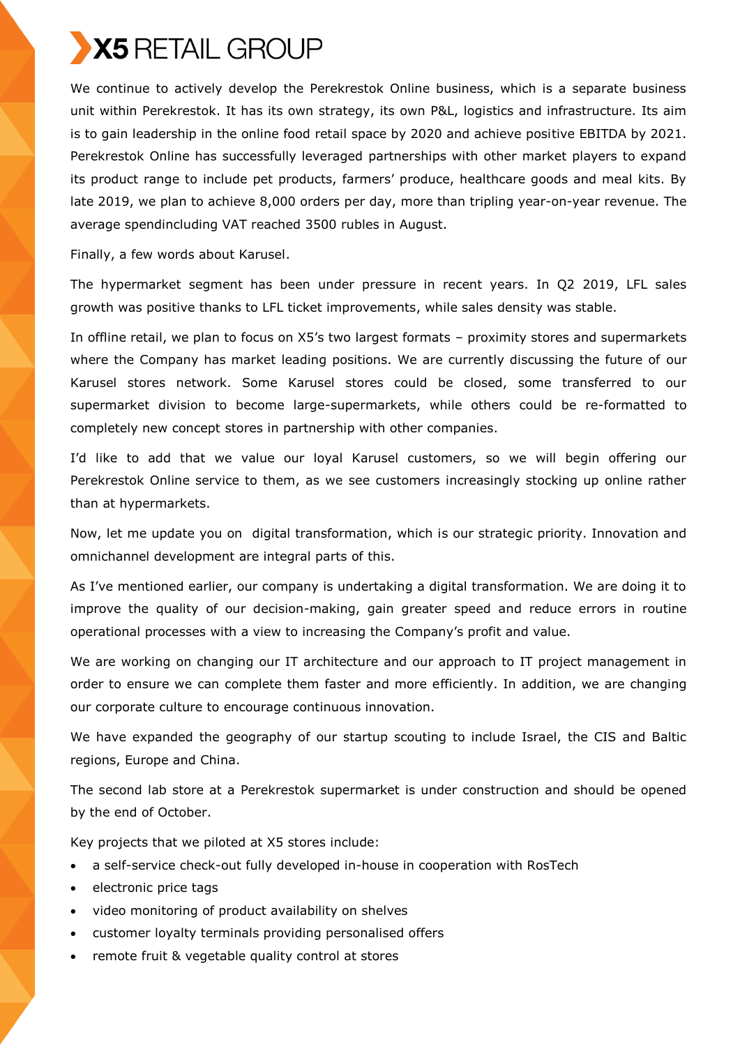We continue to actively develop the Perekrestok Online business, which is a separate business unit within Perekrestok. It has its own strategy, its own P&L, logistics and infrastructure. Its aim is to gain leadership in the online food retail space by 2020 and achieve positive EBITDA by 2021. Perekrestok Online has successfully leveraged partnerships with other market players to expand its product range to include pet products, farmers' produce, healthcare goods and meal kits. By late 2019, we plan to achieve 8,000 orders per day, more than tripling year-on-year revenue. The average spendincluding VAT reached 3500 rubles in August.

Finally, a few words about Karusel.

The hypermarket segment has been under pressure in recent years. In Q2 2019, LFL sales growth was positive thanks to LFL ticket improvements, while sales density was stable.

In offline retail, we plan to focus on X5's two largest formats – proximity stores and supermarkets where the Company has market leading positions. We are currently discussing the future of our Karusel stores network. Some Karusel stores could be closed, some transferred to our supermarket division to become large-supermarkets, while others could be re-formatted to completely new concept stores in partnership with other companies.

I'd like to add that we value our loyal Karusel customers, so we will begin offering our Perekrestok Online service to them, as we see customers increasingly stocking up online rather than at hypermarkets.

Now, let me update you on digital transformation, which is our strategic priority. Innovation and omnichannel development are integral parts of this.

As I've mentioned earlier, our company is undertaking a digital transformation. We are doing it to improve the quality of our decision-making, gain greater speed and reduce errors in routine operational processes with a view to increasing the Company's profit and value.

We are working on changing our IT architecture and our approach to IT project management in order to ensure we can complete them faster and more efficiently. In addition, we are changing our corporate culture to encourage continuous innovation.

We have expanded the geography of our startup scouting to include Israel, the CIS and Baltic regions, Europe and China.

The second lab store at a Perekrestok supermarket is under construction and should be opened by the end of October.

Key projects that we piloted at X5 stores include:

- a self-service check-out fully developed in-house in cooperation with RosTech
- electronic price tags
- video monitoring of product availability on shelves
- customer loyalty terminals providing personalised offers
- remote fruit & vegetable quality control at stores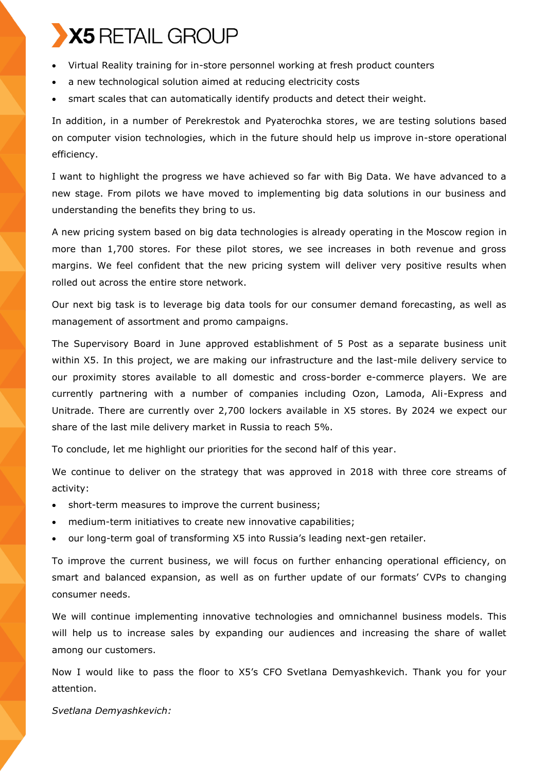- Virtual Reality training for in-store personnel working at fresh product counters
- a new technological solution aimed at reducing electricity costs
- smart scales that can automatically identify products and detect their weight.

In addition, in a number of Perekrestok and Pyaterochka stores, we are testing solutions based on computer vision technologies, which in the future should help us improve in-store operational efficiency.

I want to highlight the progress we have achieved so far with Big Data. We have advanced to a new stage. From pilots we have moved to implementing big data solutions in our business and understanding the benefits they bring to us.

A new pricing system based on big data technologies is already operating in the Moscow region in more than 1,700 stores. For these pilot stores, we see increases in both revenue and gross margins. We feel confident that the new pricing system will deliver very positive results when rolled out across the entire store network.

Our next big task is to leverage big data tools for our consumer demand forecasting, as well as management of assortment and promo campaigns.

The Supervisory Board in June approved establishment of 5 Post as a separate business unit within X5. In this project, we are making our infrastructure and the last-mile delivery service to our proximity stores available to all domestic and cross-border e-commerce players. We are currently partnering with a number of companies including Ozon, Lamoda, Ali-Express and Unitrade. There are currently over 2,700 lockers available in X5 stores. By 2024 we expect our share of the last mile delivery market in Russia to reach 5%.

To conclude, let me highlight our priorities for the second half of this year.

We continue to deliver on the strategy that was approved in 2018 with three core streams of activity:

- short-term measures to improve the current business;
- medium-term initiatives to create new innovative capabilities;
- our long-term goal of transforming X5 into Russia's leading next-gen retailer.

To improve the current business, we will focus on further enhancing operational efficiency, on smart and balanced expansion, as well as on further update of our formats' CVPs to changing consumer needs.

We will continue implementing innovative technologies and omnichannel business models. This will help us to increase sales by expanding our audiences and increasing the share of wallet among our customers.

Now I would like to pass the floor to X5's CFO Svetlana Demyashkevich. Thank you for your attention.

*Svetlana Demyashkevich:*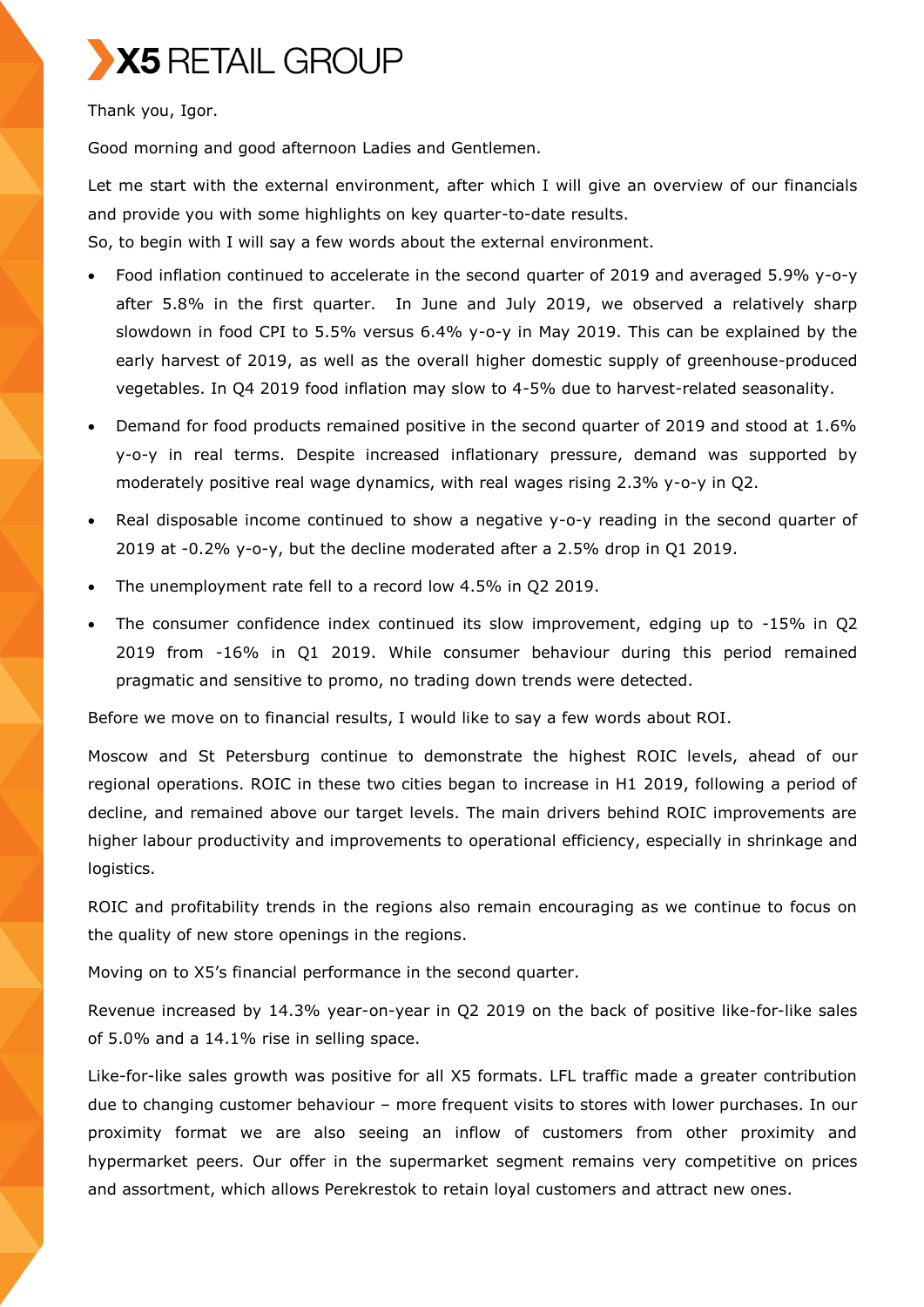Thank you, Igor.

Good morning and good afternoon Ladies and Gentlemen.

Let me start with the external environment, after which I will give an overview of our financials and provide you with some highlights on key quarter-to-date results.
So, to begin with I will say a few words about the external environment.

- Food inflation continued to accelerate in the second quarter of 2019 and averaged 5.9% y-o-y after 5.8% in the first quarter. In June and July 2019, we observed a relatively sharp slowdown in food CPI to 5.5% versus 6.4% y-o-y in May 2019. This can be explained by the early harvest of 2019, as well as the overall higher domestic supply of greenhouse-produced vegetables. In Q4 2019 food inflation may slow to 4-5% due to harvest-related seasonality.

- Demand for food products remained positive in the second quarter of 2019 and stood at 1.6% y-o-y in real terms. Despite increased inflationary pressure, demand was supported by moderately positive real wage dynamics, with real wages rising 2.3% y-o-y in Q2.

- Real disposable income continued to show a negative y-o-y reading in the second quarter of 2019 at -0.2% y-o-y, but the decline moderated after a 2.5% drop in Q1 2019.

- The unemployment rate fell to a record low 4.5% in Q2 2019.

- The consumer confidence index continued its slow improvement, edging up to -15% in Q2 2019 from -16% in Q1 2019. While consumer behaviour during this period remained pragmatic and sensitive to promo, no trading down trends were detected.

Before we move on to financial results, I would like to say a few words about ROI.

Moscow and St Petersburg continue to demonstrate the highest ROIC levels, ahead of our regional operations. ROIC in these two cities began to increase in H1 2019, following a period of decline, and remained above our target levels. The main drivers behind ROIC improvements are higher labour productivity and improvements to operational efficiency, especially in shrinkage and logistics.

ROIC and profitability trends in the regions also remain encouraging as we continue to focus on the quality of new store openings in the regions.

Moving on to X5's financial performance in the second quarter.

Revenue increased by 14.3% year-on-year in Q2 2019 on the back of positive like-for-like sales of 5.0% and a 14.1% rise in selling space.

Like-for-like sales growth was positive for all X5 formats. LFL traffic made a greater contribution due to changing customer behaviour – more frequent visits to stores with lower purchases. In our proximity format we are also seeing an inflow of customers from other proximity and hypermarket peers. Our offer in the supermarket segment remains very competitive on prices and assortment, which allows Perekrestok to retain loyal customers and attract new ones.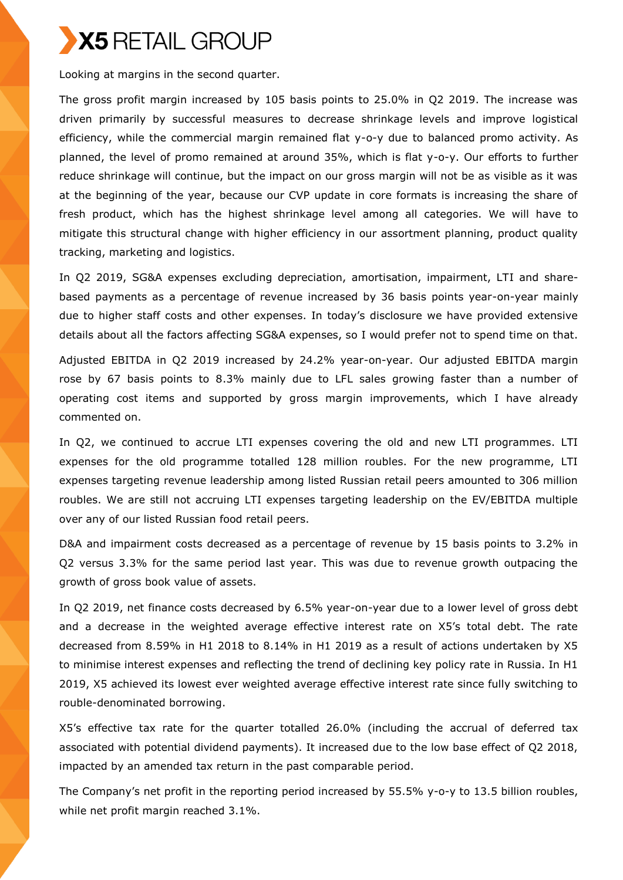Looking at margins in the second quarter.

The gross profit margin increased by 105 basis points to 25.0% in Q2 2019. The increase was driven primarily by successful measures to decrease shrinkage levels and improve logistical efficiency, while the commercial margin remained flat y-o-y due to balanced promo activity. As planned, the level of promo remained at around 35%, which is flat y-o-y. Our efforts to further reduce shrinkage will continue, but the impact on our gross margin will not be as visible as it was at the beginning of the year, because our CVP update in core formats is increasing the share of fresh product, which has the highest shrinkage level among all categories. We will have to mitigate this structural change with higher efficiency in our assortment planning, product quality tracking, marketing and logistics.

In Q2 2019, SG&A expenses excluding depreciation, amortisation, impairment, LTI and share-based payments as a percentage of revenue increased by 36 basis points year-on-year mainly due to higher staff costs and other expenses. In today's disclosure we have provided extensive details about all the factors affecting SG&A expenses, so I would prefer not to spend time on that.

Adjusted EBITDA in Q2 2019 increased by 24.2% year-on-year. Our adjusted EBITDA margin rose by 67 basis points to 8.3% mainly due to LFL sales growing faster than a number of operating cost items and supported by gross margin improvements, which I have already commented on.

In Q2, we continued to accrue LTI expenses covering the old and new LTI programmes. LTI expenses for the old programme totalled 128 million roubles. For the new programme, LTI expenses targeting revenue leadership among listed Russian retail peers amounted to 306 million roubles. We are still not accruing LTI expenses targeting leadership on the EV/EBITDA multiple over any of our listed Russian food retail peers.

D&A and impairment costs decreased as a percentage of revenue by 15 basis points to 3.2% in Q2 versus 3.3% for the same period last year. This was due to revenue growth outpacing the growth of gross book value of assets.

In Q2 2019, net finance costs decreased by 6.5% year-on-year due to a lower level of gross debt and a decrease in the weighted average effective interest rate on X5's total debt. The rate decreased from 8.59% in H1 2018 to 8.14% in H1 2019 as a result of actions undertaken by X5 to minimise interest expenses and reflecting the trend of declining key policy rate in Russia. In H1 2019, X5 achieved its lowest ever weighted average effective interest rate since fully switching to rouble-denominated borrowing.

X5's effective tax rate for the quarter totalled 26.0% (including the accrual of deferred tax associated with potential dividend payments). It increased due to the low base effect of Q2 2018, impacted by an amended tax return in the past comparable period.

The Company's net profit in the reporting period increased by 55.5% y-o-y to 13.5 billion roubles, while net profit margin reached 3.1%.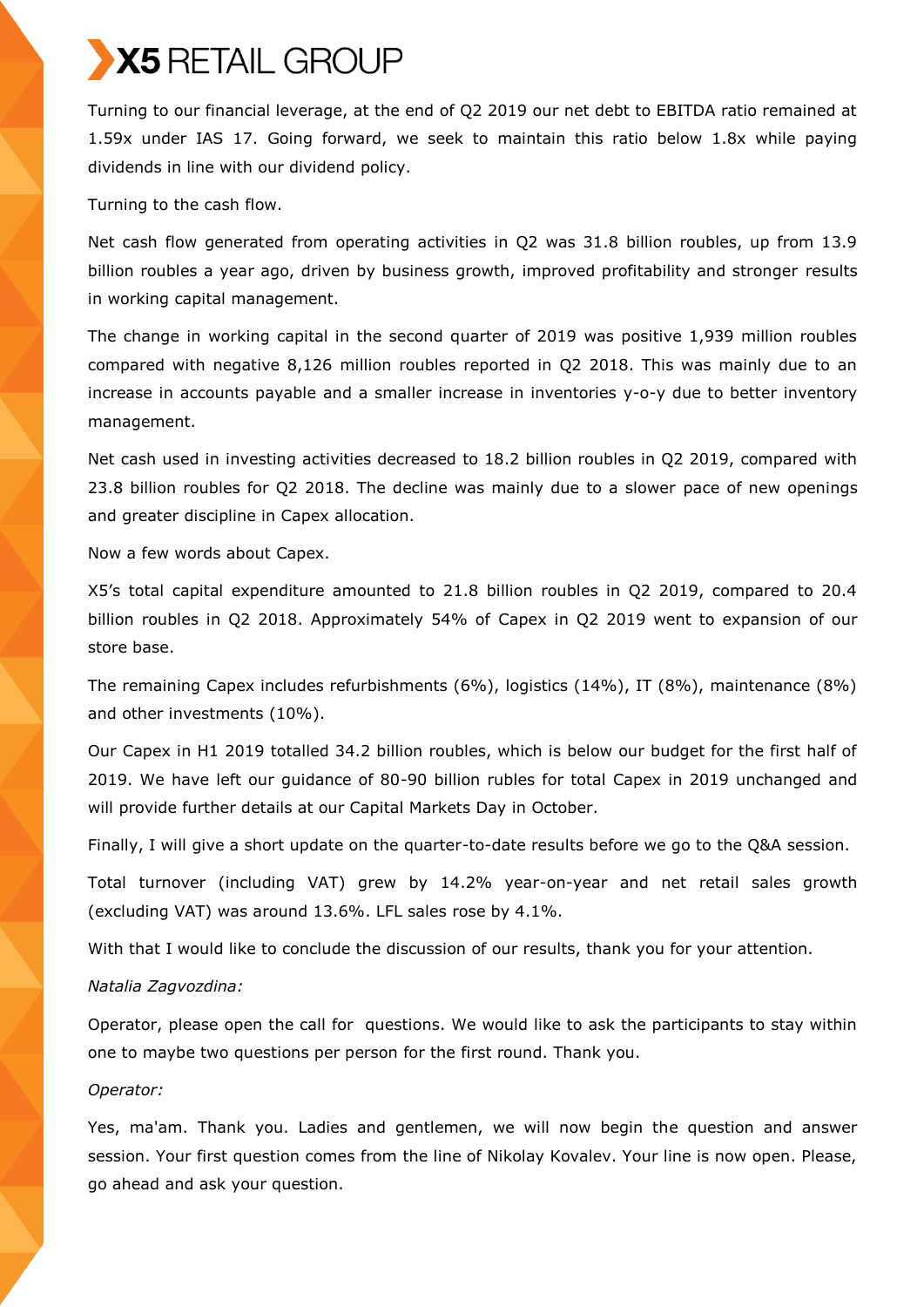Turning to our financial leverage, at the end of Q2 2019 our net debt to EBITDA ratio remained at 1.59x under IAS 17. Going forward, we seek to maintain this ratio below 1.8x while paying dividends in line with our dividend policy.

Turning to the cash flow.

Net cash flow generated from operating activities in Q2 was 31.8 billion roubles, up from 13.9 billion roubles a year ago, driven by business growth, improved profitability and stronger results in working capital management.

The change in working capital in the second quarter of 2019 was positive 1,939 million roubles compared with negative 8,126 million roubles reported in Q2 2018. This was mainly due to an increase in accounts payable and a smaller increase in inventories y-o-y due to better inventory management.

Net cash used in investing activities decreased to 18.2 billion roubles in Q2 2019, compared with 23.8 billion roubles for Q2 2018. The decline was mainly due to a slower pace of new openings and greater discipline in Capex allocation.

Now a few words about Capex.

X5's total capital expenditure amounted to 21.8 billion roubles in Q2 2019, compared to 20.4 billion roubles in Q2 2018. Approximately 54% of Capex in Q2 2019 went to expansion of our store base.

The remaining Capex includes refurbishments (6%), logistics (14%), IT (8%), maintenance (8%) and other investments (10%).

Our Capex in H1 2019 totalled 34.2 billion roubles, which is below our budget for the first half of 2019. We have left our guidance of 80-90 billion rubles for total Capex in 2019 unchanged and will provide further details at our Capital Markets Day in October.

Finally, I will give a short update on the quarter-to-date results before we go to the Q&A session.

Total turnover (including VAT) grew by 14.2% year-on-year and net retail sales growth (excluding VAT) was around 13.6%. LFL sales rose by 4.1%.

With that I would like to conclude the discussion of our results, thank you for your attention.

*Natalia Zagvozdina:*

Operator, please open the call for questions. We would like to ask the participants to stay within one to maybe two questions per person for the first round. Thank you.

*Operator:*

Yes, ma'am. Thank you. Ladies and gentlemen, we will now begin the question and answer session. Your first question comes from the line of Nikolay Kovalev. Your line is now open. Please, go ahead and ask your question.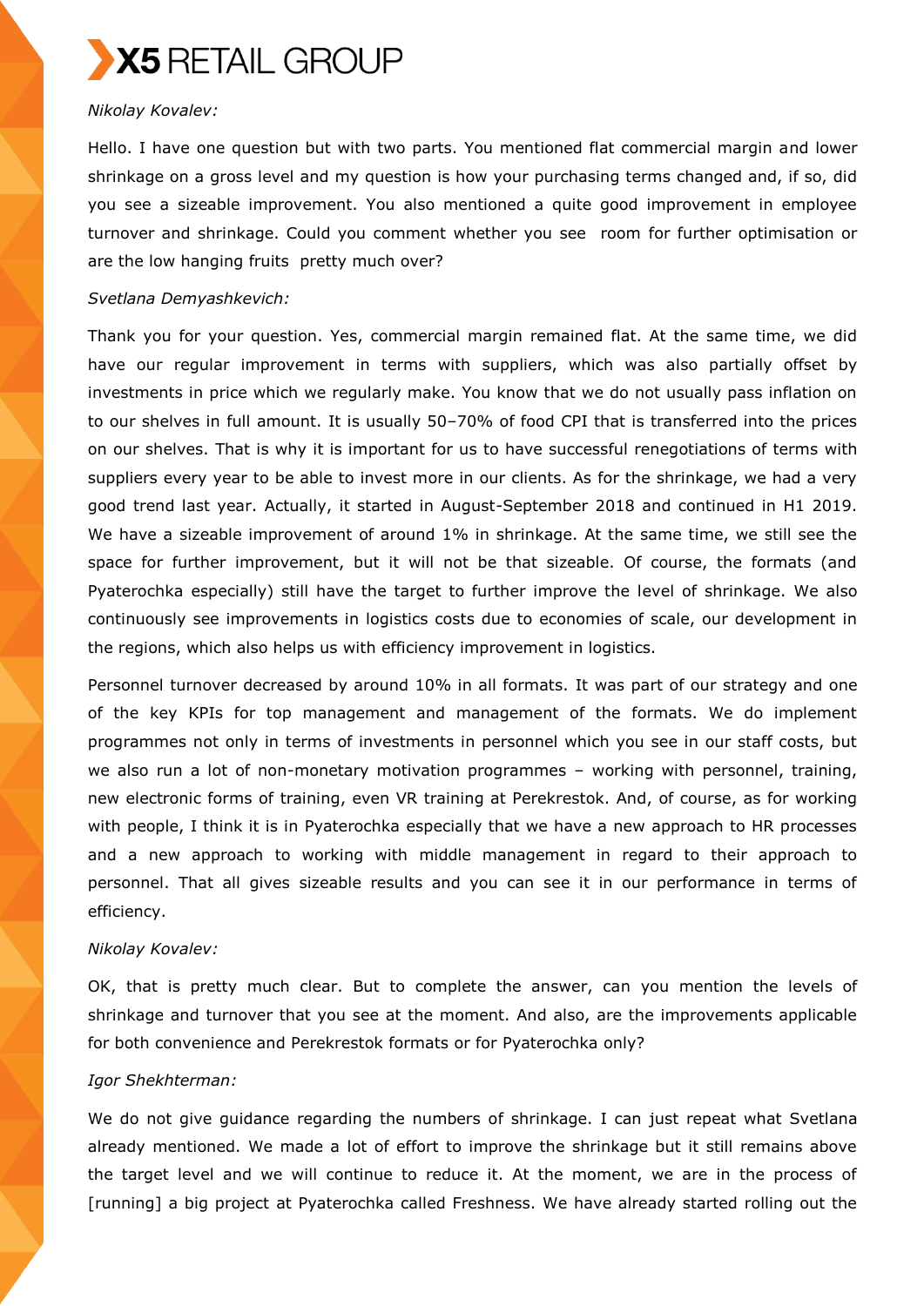*Nikolay Kovalev:*

Hello. I have one question but with two parts. You mentioned flat commercial margin and lower shrinkage on a gross level and my question is how your purchasing terms changed and, if so, did you see a sizeable improvement. You also mentioned a quite good improvement in employee turnover and shrinkage. Could you comment whether you see room for further optimisation or are the low hanging fruits pretty much over?

*Svetlana Demyashkevich:*

Thank you for your question. Yes, commercial margin remained flat. At the same time, we did have our regular improvement in terms with suppliers, which was also partially offset by investments in price which we regularly make. You know that we do not usually pass inflation on to our shelves in full amount. It is usually 50–70% of food CPI that is transferred into the prices on our shelves. That is why it is important for us to have successful renegotiations of terms with suppliers every year to be able to invest more in our clients. As for the shrinkage, we had a very good trend last year. Actually, it started in August-September 2018 and continued in H1 2019. We have a sizeable improvement of around 1% in shrinkage. At the same time, we still see the space for further improvement, but it will not be that sizeable. Of course, the formats (and Pyaterochka especially) still have the target to further improve the level of shrinkage. We also continuously see improvements in logistics costs due to economies of scale, our development in the regions, which also helps us with efficiency improvement in logistics.

Personnel turnover decreased by around 10% in all formats. It was part of our strategy and one of the key KPIs for top management and management of the formats. We do implement programmes not only in terms of investments in personnel which you see in our staff costs, but we also run a lot of non-monetary motivation programmes – working with personnel, training, new electronic forms of training, even VR training at Perekrestok. And, of course, as for working with people, I think it is in Pyaterochka especially that we have a new approach to HR processes and a new approach to working with middle management in regard to their approach to personnel. That all gives sizeable results and you can see it in our performance in terms of efficiency.

*Nikolay Kovalev:*

OK, that is pretty much clear. But to complete the answer, can you mention the levels of shrinkage and turnover that you see at the moment. And also, are the improvements applicable for both convenience and Perekrestok formats or for Pyaterochka only?

*Igor Shekhterman:*

We do not give guidance regarding the numbers of shrinkage. I can just repeat what Svetlana already mentioned. We made a lot of effort to improve the shrinkage but it still remains above the target level and we will continue to reduce it. At the moment, we are in the process of [running] a big project at Pyaterochka called Freshness. We have already started rolling out the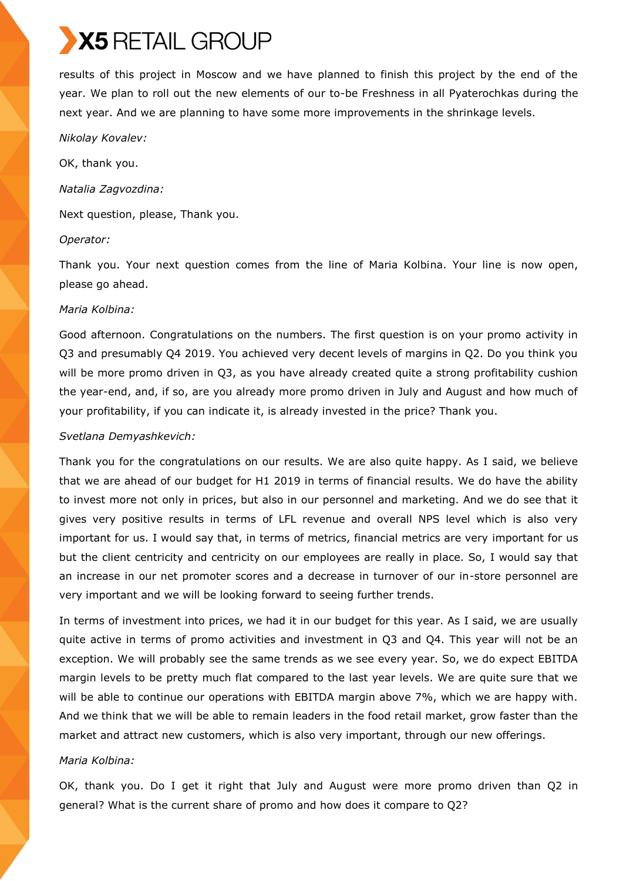results of this project in Moscow and we have planned to finish this project by the end of the year. We plan to roll out the new elements of our to-be Freshness in all Pyaterochkas during the next year. And we are planning to have some more improvements in the shrinkage levels.

*Nikolay Kovalev:*

OK, thank you.

*Natalia Zagvozdina:*

Next question, please, Thank you.

*Operator:*

Thank you. Your next question comes from the line of Maria Kolbina. Your line is now open, please go ahead.

*Maria Kolbina:*

Good afternoon. Congratulations on the numbers. The first question is on your promo activity in Q3 and presumably Q4 2019. You achieved very decent levels of margins in Q2. Do you think you will be more promo driven in Q3, as you have already created quite a strong profitability cushion the year-end, and, if so, are you already more promo driven in July and August and how much of your profitability, if you can indicate it, is already invested in the price? Thank you.

*Svetlana Demyashkevich:*

Thank you for the congratulations on our results. We are also quite happy. As I said, we believe that we are ahead of our budget for H1 2019 in terms of financial results. We do have the ability to invest more not only in prices, but also in our personnel and marketing. And we do see that it gives very positive results in terms of LFL revenue and overall NPS level which is also very important for us. I would say that, in terms of metrics, financial metrics are very important for us but the client centricity and centricity on our employees are really in place. So, I would say that an increase in our net promoter scores and a decrease in turnover of our in-store personnel are very important and we will be looking forward to seeing further trends.

In terms of investment into prices, we had it in our budget for this year. As I said, we are usually quite active in terms of promo activities and investment in Q3 and Q4. This year will not be an exception. We will probably see the same trends as we see every year. So, we do expect EBITDA margin levels to be pretty much flat compared to the last year levels. We are quite sure that we will be able to continue our operations with EBITDA margin above 7%, which we are happy with. And we think that we will be able to remain leaders in the food retail market, grow faster than the market and attract new customers, which is also very important, through our new offerings.

*Maria Kolbina:*

OK, thank you. Do I get it right that July and August were more promo driven than Q2 in general? What is the current share of promo and how does it compare to Q2?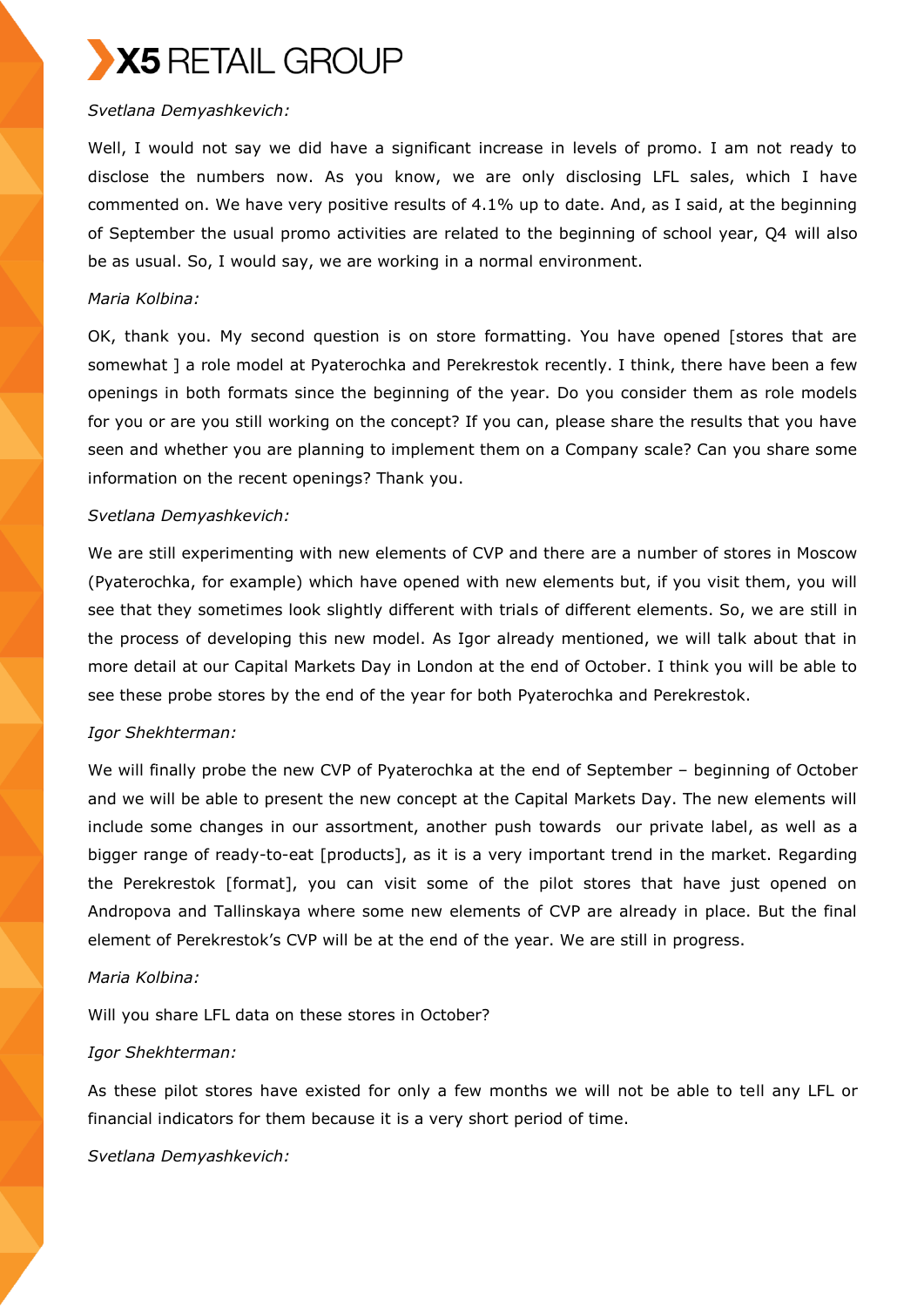*Svetlana Demyashkevich:*

Well, I would not say we did have a significant increase in levels of promo. I am not ready to disclose the numbers now. As you know, we are only disclosing LFL sales, which I have commented on. We have very positive results of 4.1% up to date. And, as I said, at the beginning of September the usual promo activities are related to the beginning of school year, Q4 will also be as usual. So, I would say, we are working in a normal environment.

*Maria Kolbina:*

OK, thank you. My second question is on store formatting. You have opened [stores that are somewhat ] a role model at Pyaterochka and Perekrestok recently. I think, there have been a few openings in both formats since the beginning of the year. Do you consider them as role models for you or are you still working on the concept? If you can, please share the results that you have seen and whether you are planning to implement them on a Company scale? Can you share some information on the recent openings? Thank you.

*Svetlana Demyashkevich:*

We are still experimenting with new elements of CVP and there are a number of stores in Moscow (Pyaterochka, for example) which have opened with new elements but, if you visit them, you will see that they sometimes look slightly different with trials of different elements. So, we are still in the process of developing this new model. As Igor already mentioned, we will talk about that in more detail at our Capital Markets Day in London at the end of October. I think you will be able to see these probe stores by the end of the year for both Pyaterochka and Perekrestok.

*Igor Shekhterman:*

We will finally probe the new CVP of Pyaterochka at the end of September – beginning of October and we will be able to present the new concept at the Capital Markets Day. The new elements will include some changes in our assortment, another push towards our private label, as well as a bigger range of ready-to-eat [products], as it is a very important trend in the market. Regarding the Perekrestok [format], you can visit some of the pilot stores that have just opened on Andropova and Tallinskaya where some new elements of CVP are already in place. But the final element of Perekrestok's CVP will be at the end of the year. We are still in progress.

*Maria Kolbina:*

Will you share LFL data on these stores in October?

*Igor Shekhterman:*

As these pilot stores have existed for only a few months we will not be able to tell any LFL or financial indicators for them because it is a very short period of time.

*Svetlana Demyashkevich:*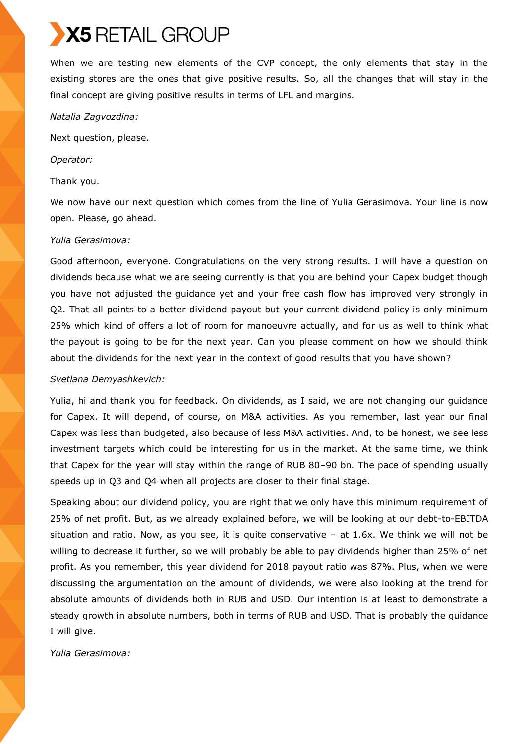When we are testing new elements of the CVP concept, the only elements that stay in the existing stores are the ones that give positive results. So, all the changes that will stay in the final concept are giving positive results in terms of LFL and margins.

*Natalia Zagvozdina:*

Next question, please.

*Operator:*

Thank you.

We now have our next question which comes from the line of Yulia Gerasimova. Your line is now open. Please, go ahead.

*Yulia Gerasimova:*

Good afternoon, everyone. Congratulations on the very strong results. I will have a question on dividends because what we are seeing currently is that you are behind your Capex budget though you have not adjusted the guidance yet and your free cash flow has improved very strongly in Q2. That all points to a better dividend payout but your current dividend policy is only minimum 25% which kind of offers a lot of room for manoeuvre actually, and for us as well to think what the payout is going to be for the next year. Can you please comment on how we should think about the dividends for the next year in the context of good results that you have shown?

*Svetlana Demyashkevich:*

Yulia, hi and thank you for feedback. On dividends, as I said, we are not changing our guidance for Capex. It will depend, of course, on M&A activities. As you remember, last year our final Capex was less than budgeted, also because of less M&A activities. And, to be honest, we see less investment targets which could be interesting for us in the market. At the same time, we think that Capex for the year will stay within the range of RUB 80–90 bn. The pace of spending usually speeds up in Q3 and Q4 when all projects are closer to their final stage.

Speaking about our dividend policy, you are right that we only have this minimum requirement of 25% of net profit. But, as we already explained before, we will be looking at our debt-to-EBITDA situation and ratio. Now, as you see, it is quite conservative – at 1.6x. We think we will not be willing to decrease it further, so we will probably be able to pay dividends higher than 25% of net profit. As you remember, this year dividend for 2018 payout ratio was 87%. Plus, when we were discussing the argumentation on the amount of dividends, we were also looking at the trend for absolute amounts of dividends both in RUB and USD. Our intention is at least to demonstrate a steady growth in absolute numbers, both in terms of RUB and USD. That is probably the guidance I will give.

*Yulia Gerasimova:*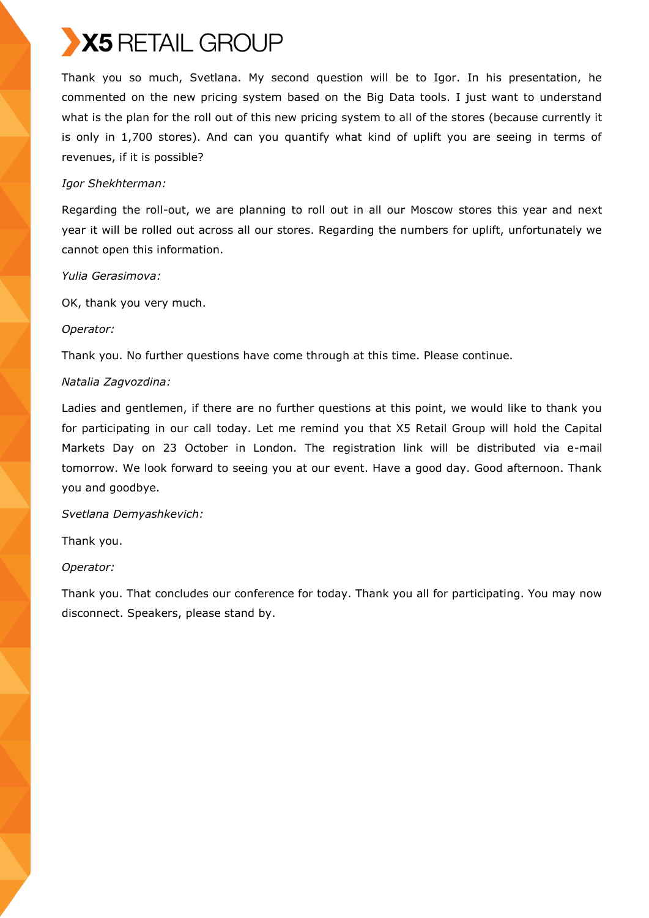Thank you so much, Svetlana. My second question will be to Igor. In his presentation, he commented on the new pricing system based on the Big Data tools. I just want to understand what is the plan for the roll out of this new pricing system to all of the stores (because currently it is only in 1,700 stores). And can you quantify what kind of uplift you are seeing in terms of revenues, if it is possible?

*Igor Shekhterman:*

Regarding the roll-out, we are planning to roll out in all our Moscow stores this year and next year it will be rolled out across all our stores. Regarding the numbers for uplift, unfortunately we cannot open this information.

*Yulia Gerasimova:*

OK, thank you very much.

*Operator:*

Thank you. No further questions have come through at this time. Please continue.

*Natalia Zagvozdina:*

Ladies and gentlemen, if there are no further questions at this point, we would like to thank you for participating in our call today. Let me remind you that X5 Retail Group will hold the Capital Markets Day on 23 October in London. The registration link will be distributed via e-mail tomorrow. We look forward to seeing you at our event. Have a good day. Good afternoon. Thank you and goodbye.

*Svetlana Demyashkevich:*

Thank you.

*Operator:*

Thank you. That concludes our conference for today. Thank you all for participating. You may now disconnect. Speakers, please stand by.